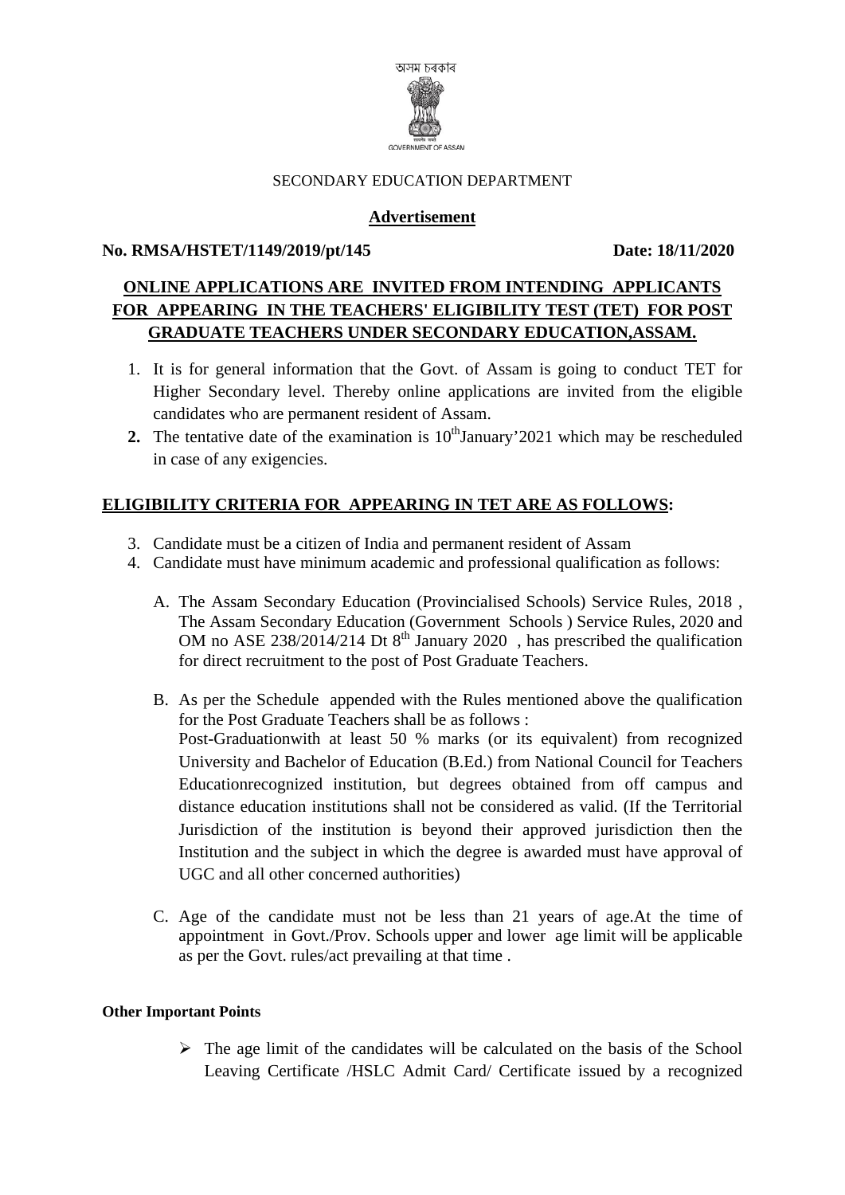অসম চৰকাৰ

GOVERNMENT OF ASSAM

SECONDARY EDUCATION DEPARTMENT

**Advertisement**

**No. RMSA/HSTET/1149/2019/pt/145** **Date: 18/11/2020**

## ONLINE APPLICATIONS ARE INVITED FROM INTENDING APPLICANTS FOR APPEARING IN THE TEACHERS' ELIGIBILITY TEST (TET) FOR POST GRADUATE TEACHERS UNDER SECONDARY EDUCATION,ASSAM.

1. It is for general information that the Govt. of Assam is going to conduct TET for Higher Secondary level. Thereby online applications are invited from the eligible candidates who are permanent resident of Assam.
2. The tentative date of the examination is 10th January'2021 which may be rescheduled in case of any exigencies.

## ELIGIBILITY CRITERIA FOR APPEARING IN TET ARE AS FOLLOWS:

3. Candidate must be a citizen of India and permanent resident of Assam
4. Candidate must have minimum academic and professional qualification as follows:

   A. The Assam Secondary Education (Provincialised Schools) Service Rules, 2018 , The Assam Secondary Education (Government Schools ) Service Rules, 2020 and OM no ASE 238/2014/214 Dt 8th January 2020 , has prescribed the qualification for direct recruitment to the post of Post Graduate Teachers.

   B. As per the Schedule appended with the Rules mentioned above the qualification for the Post Graduate Teachers shall be as follows :
   Post-Graduationwith at least 50 % marks (or its equivalent) from recognized University and Bachelor of Education (B.Ed.) from National Council for Teachers Educationrecognized institution, but degrees obtained from off campus and distance education institutions shall not be considered as valid. (If the Territorial Jurisdiction of the institution is beyond their approved jurisdiction then the Institution and the subject in which the degree is awarded must have approval of UGC and all other concerned authorities)

   C. Age of the candidate must not be less than 21 years of age.At the time of appointment in Govt./Prov. Schools upper and lower age limit will be applicable as per the Govt. rules/act prevailing at that time .

**Other Important Points**

- The age limit of the candidates will be calculated on the basis of the School Leaving Certificate /HSLC Admit Card/ Certificate issued by a recognized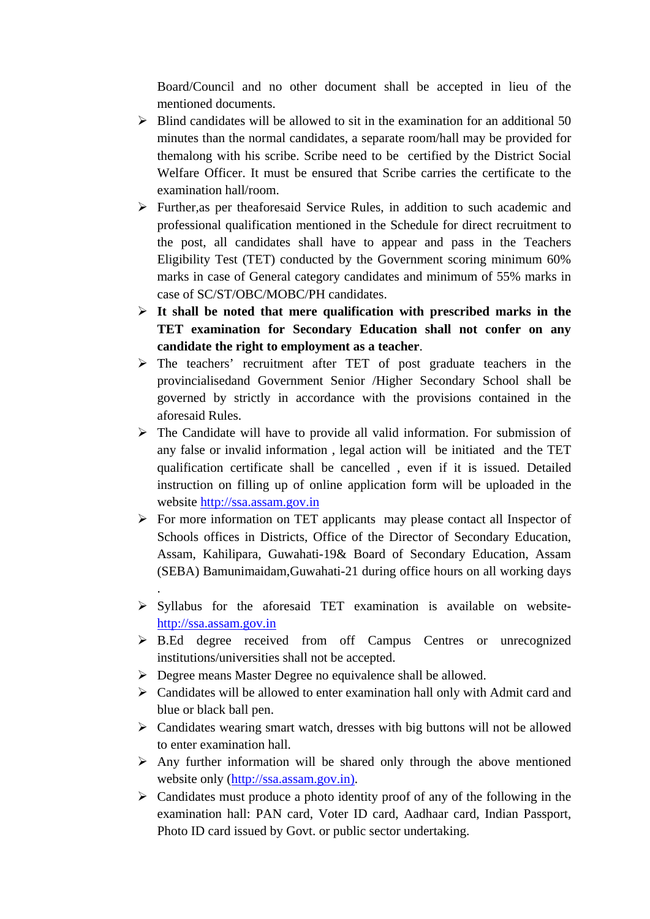Board/Council and no other document shall be accepted in lieu of the mentioned documents.

- Blind candidates will be allowed to sit in the examination for an additional 50 minutes than the normal candidates, a separate room/hall may be provided for themalong with his scribe. Scribe need to be certified by the District Social Welfare Officer. It must be ensured that Scribe carries the certificate to the examination hall/room.
- Further,as per theaforesaid Service Rules, in addition to such academic and professional qualification mentioned in the Schedule for direct recruitment to the post, all candidates shall have to appear and pass in the Teachers Eligibility Test (TET) conducted by the Government scoring minimum 60% marks in case of General category candidates and minimum of 55% marks in case of SC/ST/OBC/MOBC/PH candidates.
- **It shall be noted that mere qualification with prescribed marks in the TET examination for Secondary Education shall not confer on any candidate the right to employment as a teacher**.
- The teachers' recruitment after TET of post graduate teachers in the provincialisedand Government Senior /Higher Secondary School shall be governed by strictly in accordance with the provisions contained in the aforesaid Rules.
- The Candidate will have to provide all valid information. For submission of any false or invalid information , legal action will be initiated and the TET qualification certificate shall be cancelled , even if it is issued. Detailed instruction on filling up of online application form will be uploaded in the website http://ssa.assam.gov.in
- For more information on TET applicants may please contact all Inspector of Schools offices in Districts, Office of the Director of Secondary Education, Assam, Kahilipara, Guwahati-19& Board of Secondary Education, Assam (SEBA) Bamunimaidam,Guwahati-21 during office hours on all working days .
- Syllabus for the aforesaid TET examination is available on website- http://ssa.assam.gov.in
- B.Ed degree received from off Campus Centres or unrecognized institutions/universities shall not be accepted.
- Degree means Master Degree no equivalence shall be allowed.
- Candidates will be allowed to enter examination hall only with Admit card and blue or black ball pen.
- Candidates wearing smart watch, dresses with big buttons will not be allowed to enter examination hall.
- Any further information will be shared only through the above mentioned website only (http://ssa.assam.gov.in).
- Candidates must produce a photo identity proof of any of the following in the examination hall: PAN card, Voter ID card, Aadhaar card, Indian Passport, Photo ID card issued by Govt. or public sector undertaking.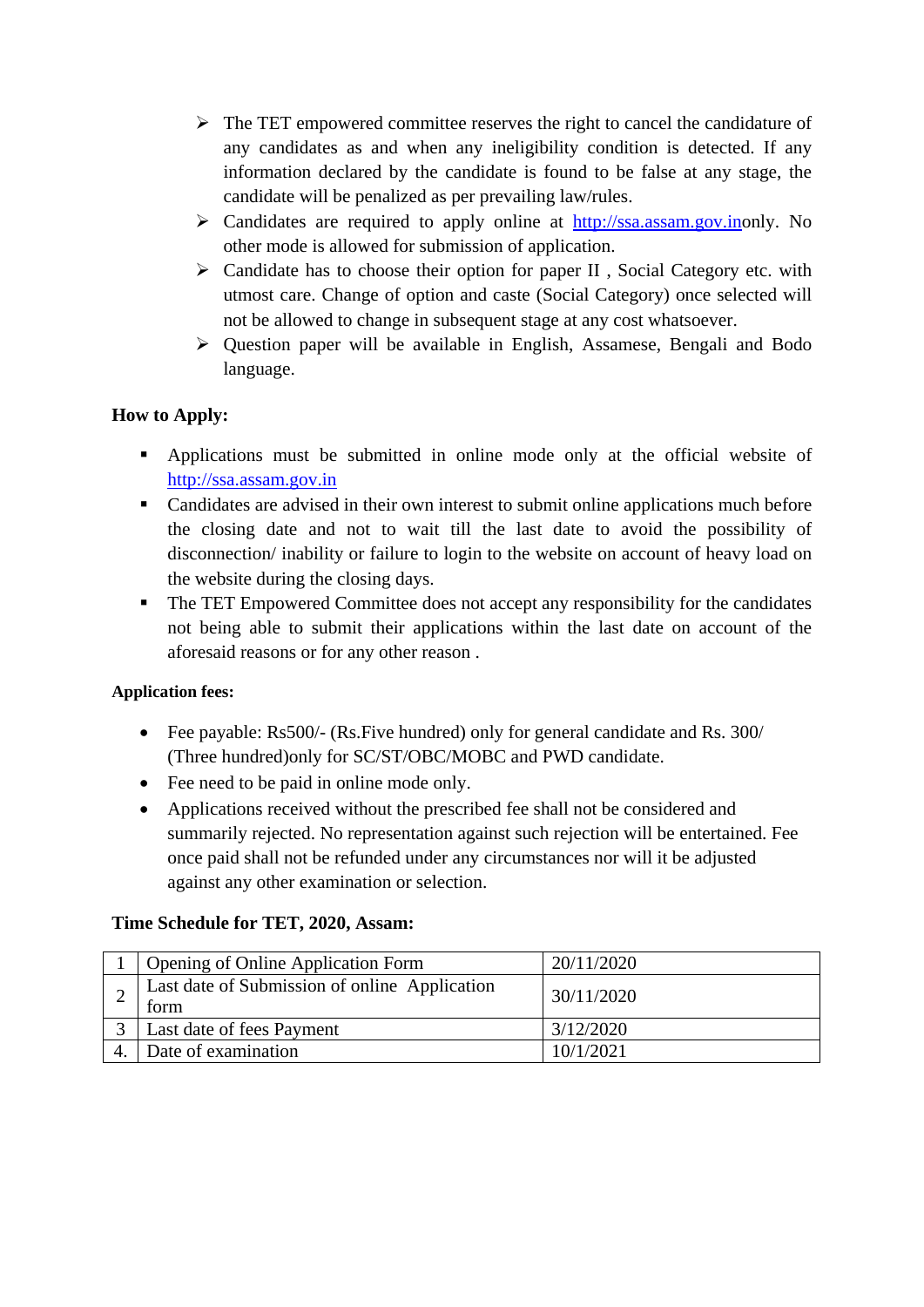- The TET empowered committee reserves the right to cancel the candidature of any candidates as and when any ineligibility condition is detected. If any information declared by the candidate is found to be false at any stage, the candidate will be penalized as per prevailing law/rules.
- Candidates are required to apply online at http://ssa.assam.gov.inonly. No other mode is allowed for submission of application.
- Candidate has to choose their option for paper II , Social Category etc. with utmost care. Change of option and caste (Social Category) once selected will not be allowed to change in subsequent stage at any cost whatsoever.
- Question paper will be available in English, Assamese, Bengali and Bodo language.

**How to Apply:**

- Applications must be submitted in online mode only at the official website of http://ssa.assam.gov.in
- Candidates are advised in their own interest to submit online applications much before the closing date and not to wait till the last date to avoid the possibility of disconnection/ inability or failure to login to the website on account of heavy load on the website during the closing days.
- The TET Empowered Committee does not accept any responsibility for the candidates not being able to submit their applications within the last date on account of the aforesaid reasons or for any other reason .

**Application fees:**

- Fee payable: Rs500/- (Rs.Five hundred) only for general candidate and Rs. 300/ (Three hundred)only for SC/ST/OBC/MOBC and PWD candidate.
- Fee need to be paid in online mode only.
- Applications received without the prescribed fee shall not be considered and summarily rejected. No representation against such rejection will be entertained. Fee once paid shall not be refunded under any circumstances nor will it be adjusted against any other examination or selection.

**Time Schedule for TET, 2020, Assam:**

| 1 | Opening of Online Application Form | 20/11/2020 |
|---|---|---|
| 2 | Last date of Submission of online Application form | 30/11/2020 |
| 3 | Last date of fees Payment | 3/12/2020 |
| 4. | Date of examination | 10/1/2021 |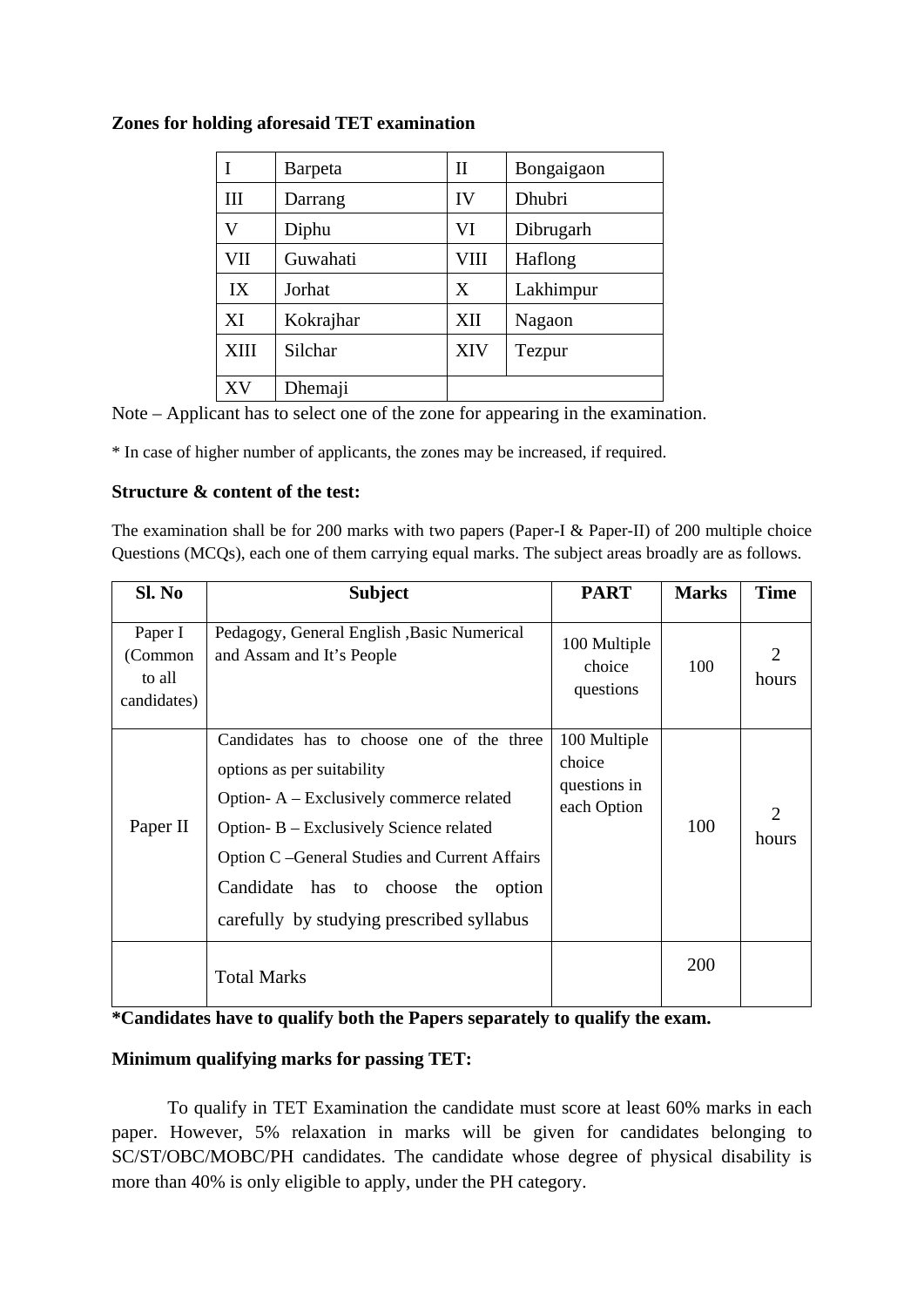**Zones for holding aforesaid TET examination**

| | | | |
|---|---|---|---|
| I | Barpeta | II | Bongaigaon |
| III | Darrang | IV | Dhubri |
| V | Diphu | VI | Dibrugarh |
| VII | Guwahati | VIII | Haflong |
| IX | Jorhat | X | Lakhimpur |
| XI | Kokrajhar | XII | Nagaon |
| XIII | Silchar | XIV | Tezpur |
| XV | Dhemaji | | |

Note – Applicant has to select one of the zone for appearing in the examination.

* In case of higher number of applicants, the zones may be increased, if required.

**Structure & content of the test:**

The examination shall be for 200 marks with two papers (Paper-I & Paper-II) of 200 multiple choice Questions (MCQs), each one of them carrying equal marks. The subject areas broadly are as follows.

| Sl. No | Subject | PART | Marks | Time |
|---|---|---|---|---|
| Paper I (Common to all candidates) | Pedagogy, General English ,Basic Numerical and Assam and It's People | 100 Multiple choice questions | 100 | 2 hours |
| Paper II | Candidates has to choose one of the three options as per suitability<br>Option- A – Exclusively commerce related<br>Option- B – Exclusively Science related<br>Option C –General Studies and Current Affairs<br>Candidate has to choose the option carefully by studying prescribed syllabus | 100 Multiple choice questions in each Option | 100 | 2 hours |
| | Total Marks | | 200 | |

**\*Candidates have to qualify both the Papers separately to qualify the exam.**

**Minimum qualifying marks for passing TET:**

To qualify in TET Examination the candidate must score at least 60% marks in each paper. However, 5% relaxation in marks will be given for candidates belonging to SC/ST/OBC/MOBC/PH candidates. The candidate whose degree of physical disability is more than 40% is only eligible to apply, under the PH category.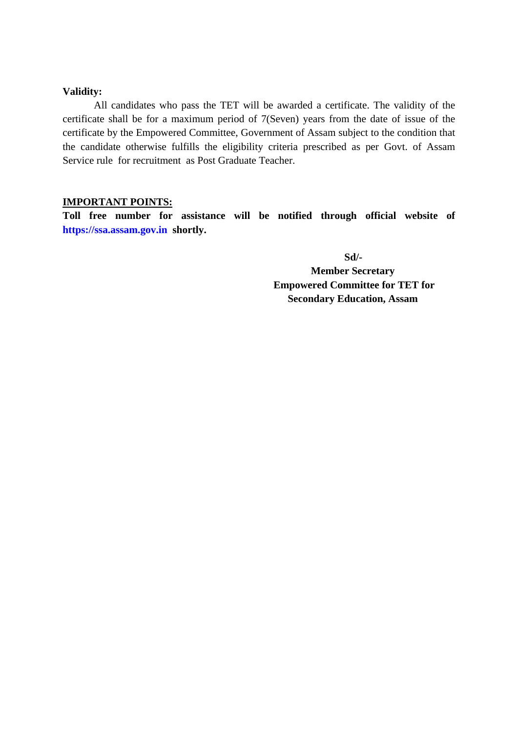**Validity:**

All candidates who pass the TET will be awarded a certificate. The validity of the certificate shall be for a maximum period of 7(Seven) years from the date of issue of the certificate by the Empowered Committee, Government of Assam subject to the condition that the candidate otherwise fulfills the eligibility criteria prescribed as per Govt. of Assam Service rule for recruitment as Post Graduate Teacher.

**IMPORTANT POINTS:**

**Toll free number for assistance will be notified through official website of https://ssa.assam.gov.in shortly.**

**Sd/-**
**Member Secretary**
**Empowered Committee for TET for Secondary Education, Assam**